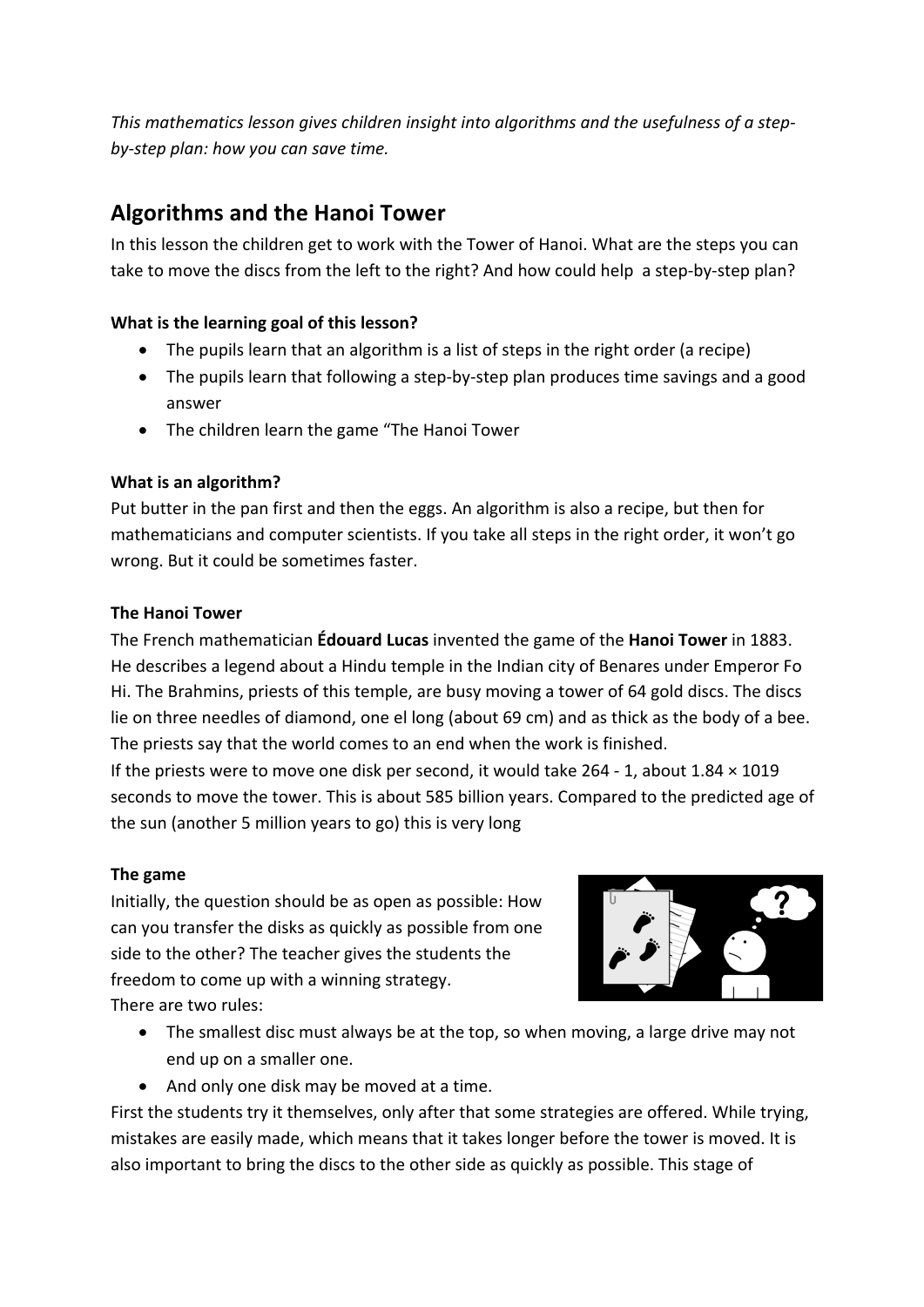*This mathematics lesson gives children insight into algorithms and the usefulness of a step-by-step plan: how you can save time.*

## Algorithms and the Hanoi Tower

In this lesson the children get to work with the Tower of Hanoi. What are the steps you can take to move the discs from the left to the right? And how could help  a step-by-step plan?

**What is the learning goal of this lesson?**

- The pupils learn that an algorithm is a list of steps in the right order (a recipe)
- The pupils learn that following a step-by-step plan produces time savings and a good answer
- The children learn the game "The Hanoi Tower

**What is an algorithm?**

Put butter in the pan first and then the eggs. An algorithm is also a recipe, but then for mathematicians and computer scientists. If you take all steps in the right order, it won't go wrong. But it could be sometimes faster.

**The Hanoi Tower**

The French mathematician **Édouard Lucas** invented the game of the **Hanoi Tower** in 1883. He describes a legend about a Hindu temple in the Indian city of Benares under Emperor Fo Hi. The Brahmins, priests of this temple, are busy moving a tower of 64 gold discs. The discs lie on three needles of diamond, one el long (about 69 cm) and as thick as the body of a bee. The priests say that the world comes to an end when the work is finished.

If the priests were to move one disk per second, it would take 264 - 1, about 1.84 × 1019 seconds to move the tower. This is about 585 billion years. Compared to the predicted age of the sun (another 5 million years to go) this is very long

**The game**

Initially, the question should be as open as possible: How can you transfer the disks as quickly as possible from one side to the other? The teacher gives the students the freedom to come up with a winning strategy.

There are two rules:

- The smallest disc must always be at the top, so when moving, a large drive may not end up on a smaller one.
- And only one disk may be moved at a time.

First the students try it themselves, only after that some strategies are offered. While trying, mistakes are easily made, which means that it takes longer before the tower is moved. It is also important to bring the discs to the other side as quickly as possible. This stage of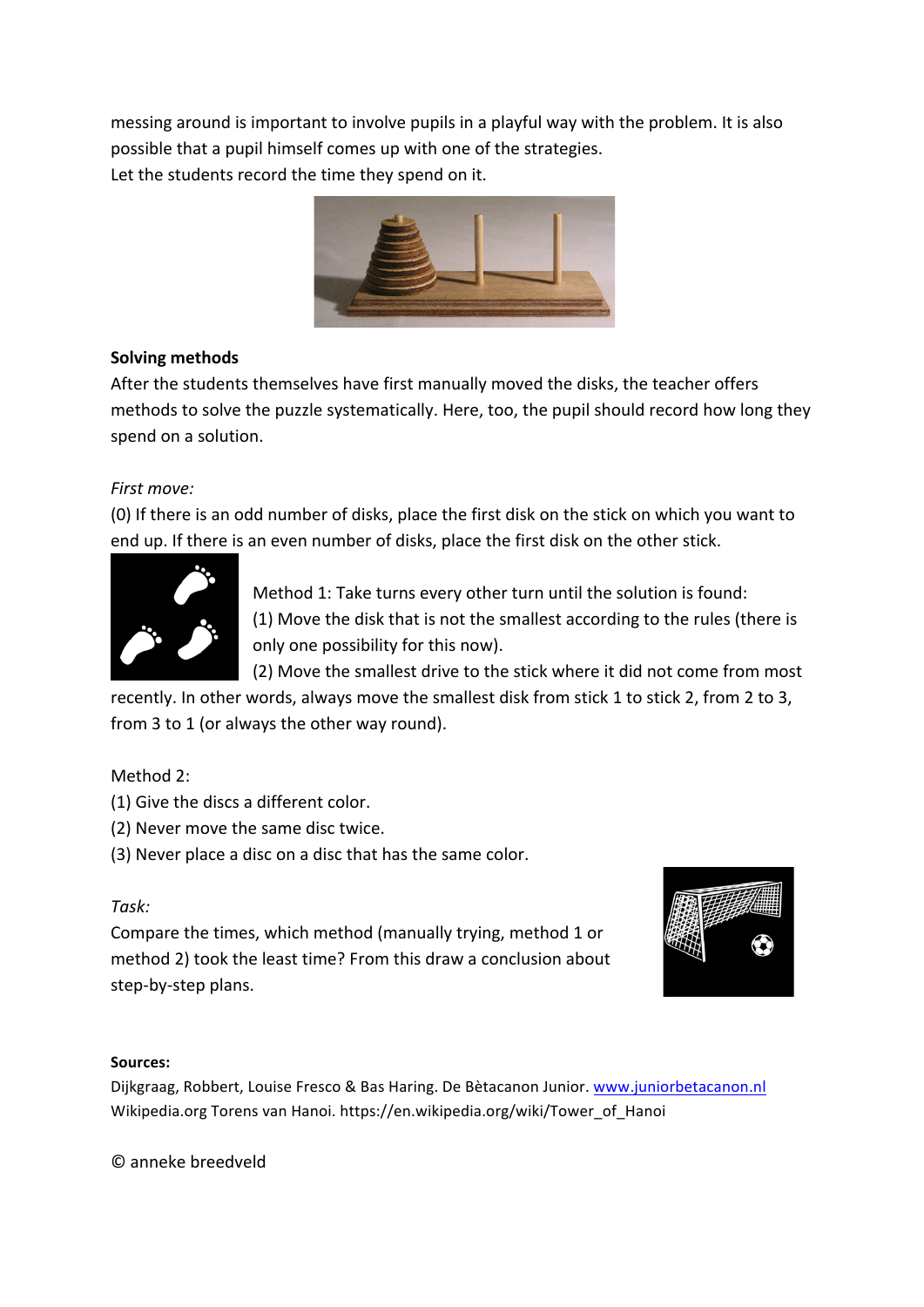messing around is important to involve pupils in a playful way with the problem. It is also possible that a pupil himself comes up with one of the strategies.
Let the students record the time they spend on it.

**Solving methods**

After the students themselves have first manually moved the disks, the teacher offers methods to solve the puzzle systematically. Here, too, the pupil should record how long they spend on a solution.

*First move:*

(0) If there is an odd number of disks, place the first disk on the stick on which you want to end up. If there is an even number of disks, place the first disk on the other stick.

Method 1: Take turns every other turn until the solution is found:
(1) Move the disk that is not the smallest according to the rules (there is only one possibility for this now).
(2) Move the smallest drive to the stick where it did not come from most recently. In other words, always move the smallest disk from stick 1 to stick 2, from 2 to 3, from 3 to 1 (or always the other way round).

Method 2:
(1) Give the discs a different color.
(2) Never move the same disc twice.
(3) Never place a disc on a disc that has the same color.

*Task:*

Compare the times, which method (manually trying, method 1 or method 2) took the least time? From this draw a conclusion about step-by-step plans.

**Sources:**

Dijkgraag, Robbert, Louise Fresco & Bas Haring. De Bètacanon Junior. [www.juniorbetacanon.nl](http://www.juniorbetacanon.nl)
Wikipedia.org Torens van Hanoi. https://en.wikipedia.org/wiki/Tower_of_Hanoi

© anneke breedveld